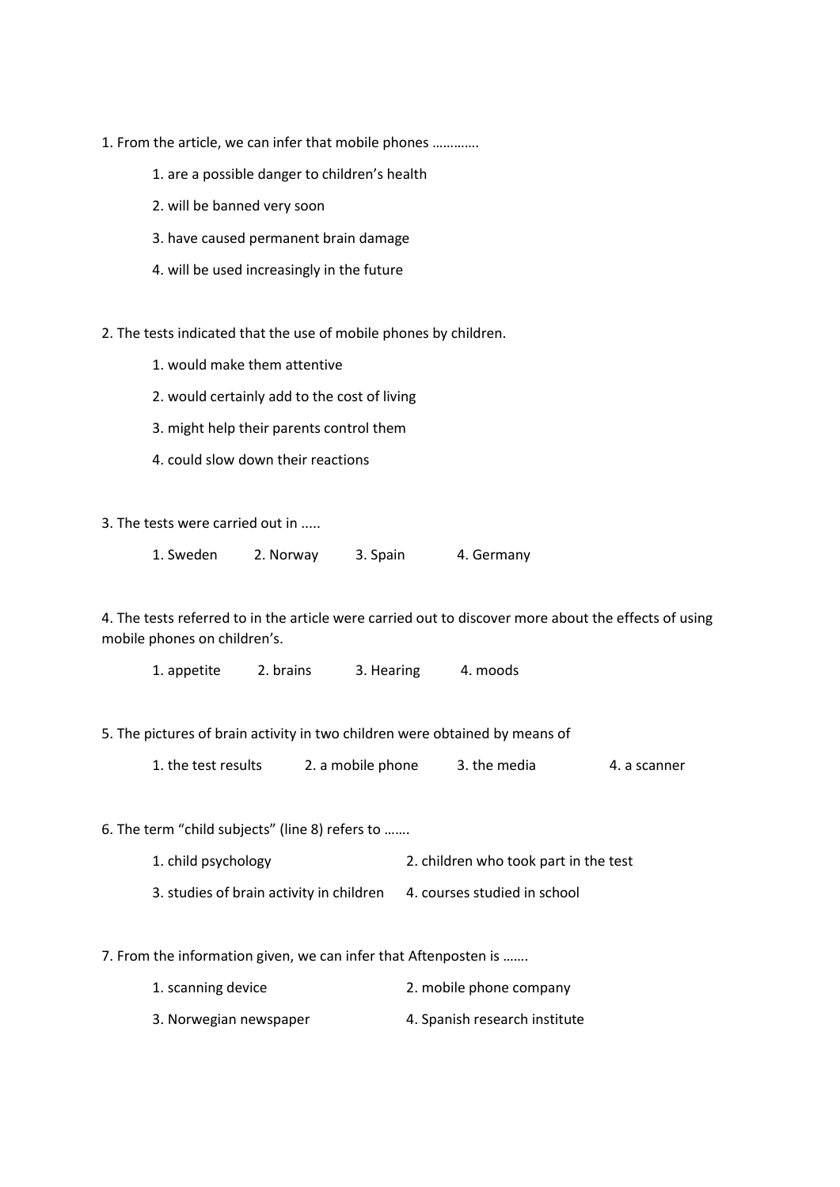1. From the article, we can infer that mobile phones ………….

   1. are a possible danger to children's health
   2. will be banned very soon
   3. have caused permanent brain damage
   4. will be used increasingly in the future

2. The tests indicated that the use of mobile phones by children.

   1. would make them attentive
   2. would certainly add to the cost of living
   3. might help their parents control them
   4. could slow down their reactions

3. The tests were carried out in .....

   1. Sweden  2. Norway  3. Spain  4. Germany

4. The tests referred to in the article were carried out to discover more about the effects of using mobile phones on children's.

   1. appetite  2. brains  3. Hearing  4. moods

5. The pictures of brain activity in two children were obtained by means of

   1. the test results  2. a mobile phone  3. the media  4. a scanner

6. The term "child subjects" (line 8) refers to …….

   1. child psychology
   2. children who took part in the test
   3. studies of brain activity in children
   4. courses studied in school

7. From the information given, we can infer that Aftenposten is …….

   1. scanning device
   2. mobile phone company
   3. Norwegian newspaper
   4. Spanish research institute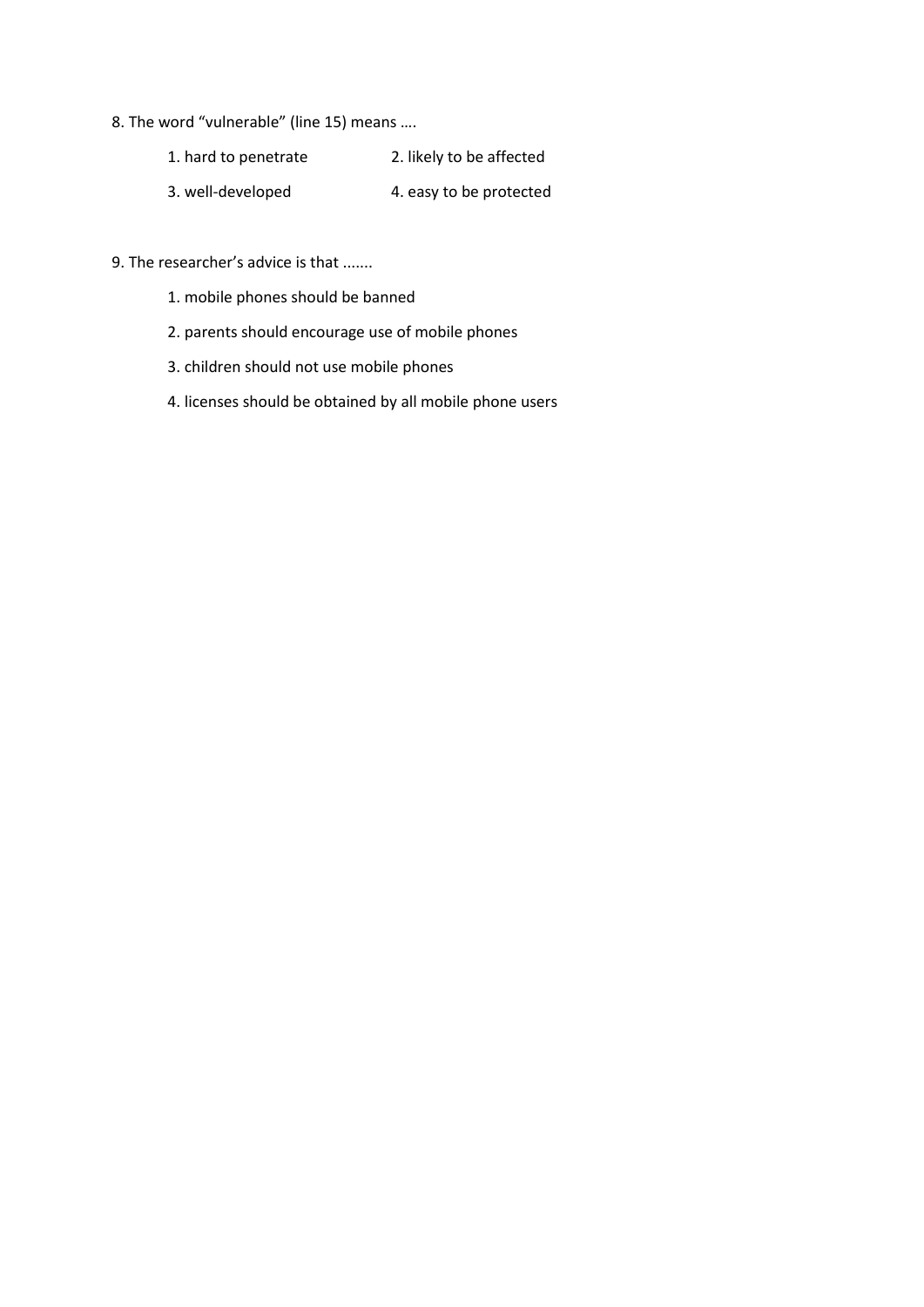8. The word “vulnerable” (line 15) means ….

1. hard to penetrate
2. likely to be affected
3. well-developed
4. easy to be protected

9. The researcher’s advice is that .......

1. mobile phones should be banned
2. parents should encourage use of mobile phones
3. children should not use mobile phones
4. licenses should be obtained by all mobile phone users